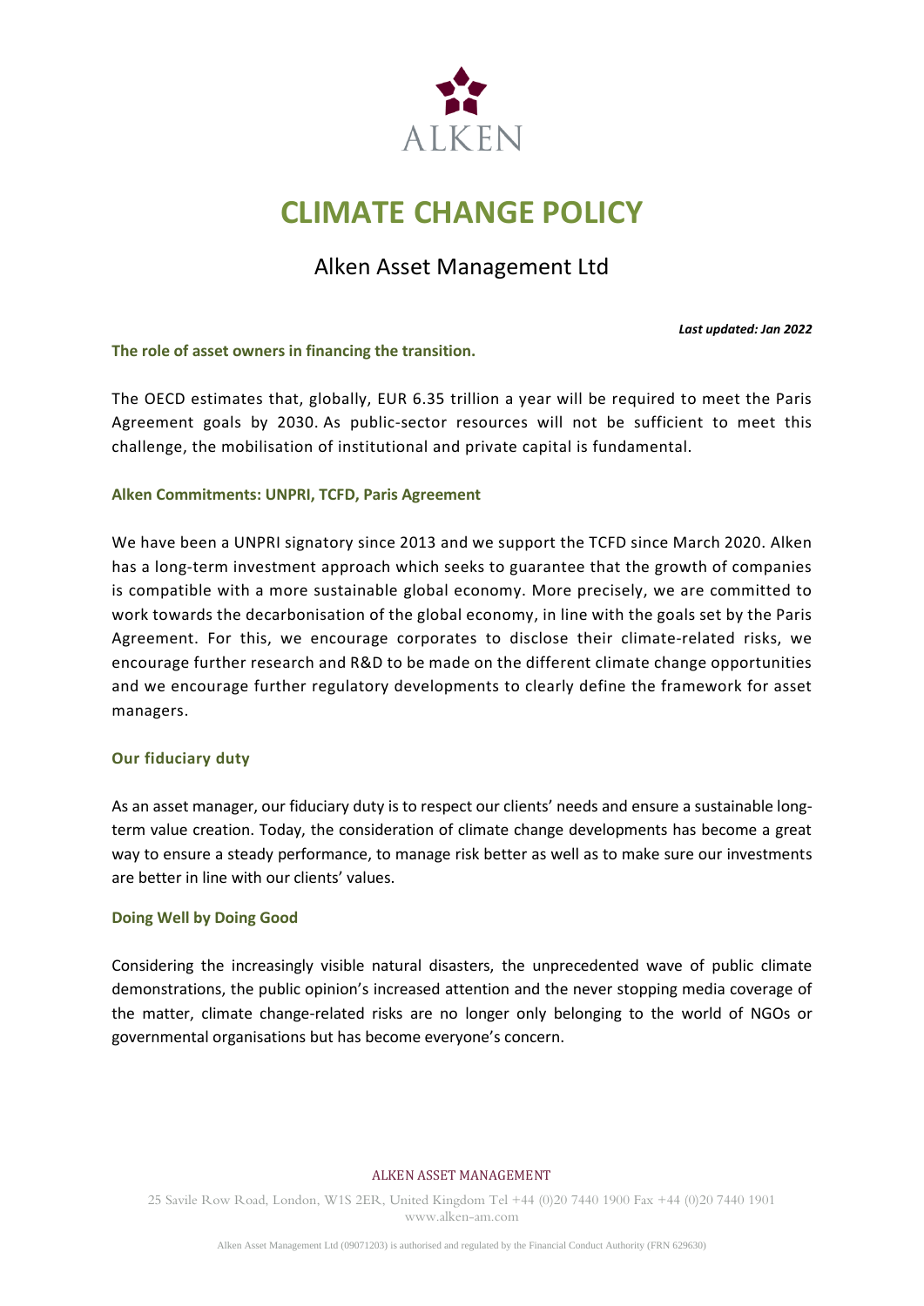ALKEN

# CLIMATE CHANGE POLICY

## Alken Asset Management Ltd

***Last updated: Jan 2022***

### The role of asset owners in financing the transition.

The OECD estimates that, globally, EUR 6.35 trillion a year will be required to meet the Paris Agreement goals by 2030. As public-sector resources will not be sufficient to meet this challenge, the mobilisation of institutional and private capital is fundamental.

### Alken Commitments: UNPRI, TCFD, Paris Agreement

We have been a UNPRI signatory since 2013 and we support the TCFD since March 2020. Alken has a long-term investment approach which seeks to guarantee that the growth of companies is compatible with a more sustainable global economy. More precisely, we are committed to work towards the decarbonisation of the global economy, in line with the goals set by the Paris Agreement. For this, we encourage corporates to disclose their climate-related risks, we encourage further research and R&D to be made on the different climate change opportunities and we encourage further regulatory developments to clearly define the framework for asset managers.

### Our fiduciary duty

As an asset manager, our fiduciary duty is to respect our clients' needs and ensure a sustainable long-term value creation. Today, the consideration of climate change developments has become a great way to ensure a steady performance, to manage risk better as well as to make sure our investments are better in line with our clients' values.

### Doing Well by Doing Good

Considering the increasingly visible natural disasters, the unprecedented wave of public climate demonstrations, the public opinion's increased attention and the never stopping media coverage of the matter, climate change-related risks are no longer only belonging to the world of NGOs or governmental organisations but has become everyone's concern.

ALKEN ASSET MANAGEMENT

25 Savile Row Road, London, W1S 2ER, United Kingdom Tel +44 (0)20 7440 1900 Fax +44 (0)20 7440 1901
www.alken-am.com

Alken Asset Management Ltd (09071203) is authorised and regulated by the Financial Conduct Authority (FRN 629630)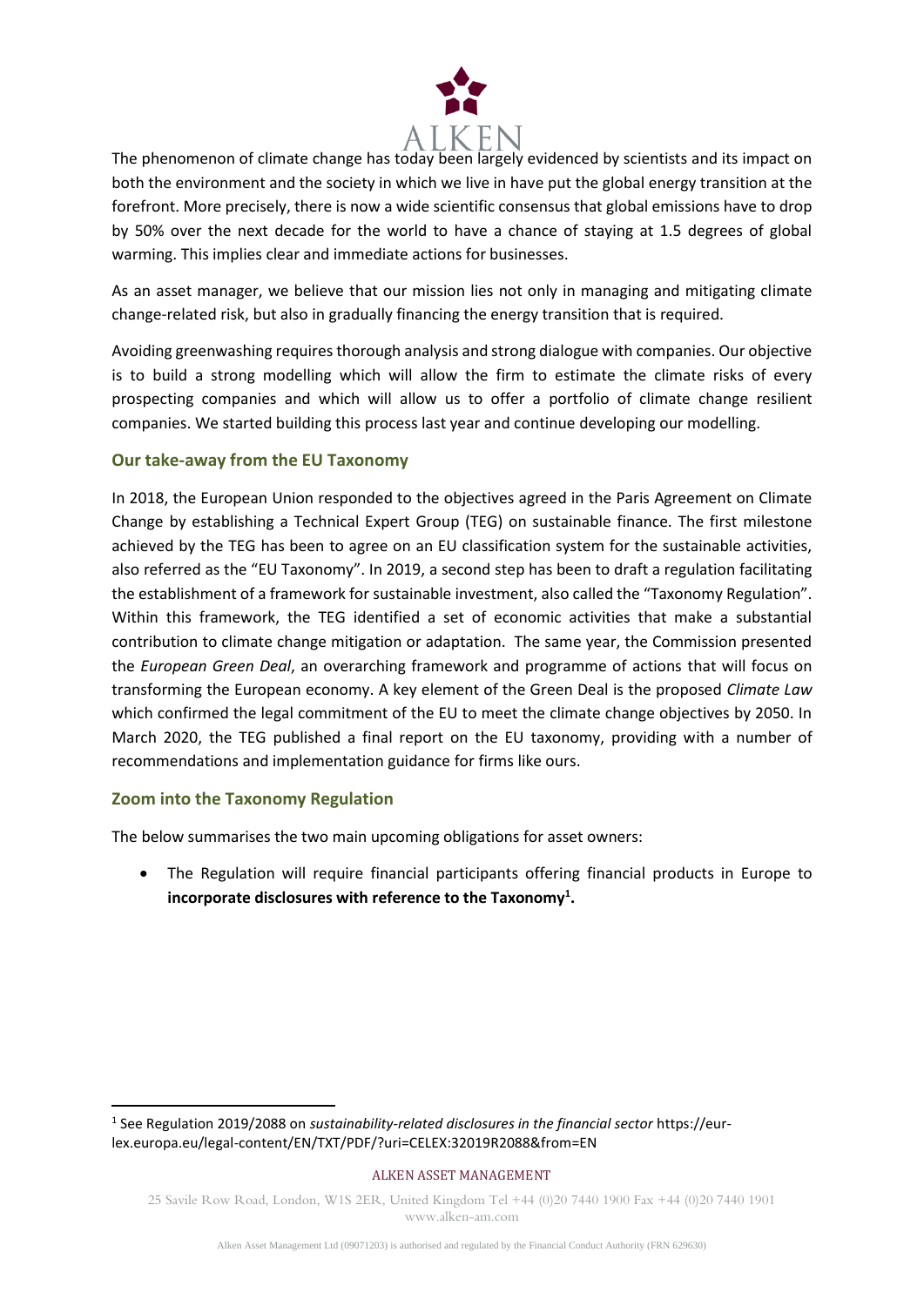The phenomenon of climate change has today been largely evidenced by scientists and its impact on both the environment and the society in which we live in have put the global energy transition at the forefront. More precisely, there is now a wide scientific consensus that global emissions have to drop by 50% over the next decade for the world to have a chance of staying at 1.5 degrees of global warming. This implies clear and immediate actions for businesses.

As an asset manager, we believe that our mission lies not only in managing and mitigating climate change-related risk, but also in gradually financing the energy transition that is required.

Avoiding greenwashing requires thorough analysis and strong dialogue with companies. Our objective is to build a strong modelling which will allow the firm to estimate the climate risks of every prospecting companies and which will allow us to offer a portfolio of climate change resilient companies. We started building this process last year and continue developing our modelling.

## Our take-away from the EU Taxonomy

In 2018, the European Union responded to the objectives agreed in the Paris Agreement on Climate Change by establishing a Technical Expert Group (TEG) on sustainable finance. The first milestone achieved by the TEG has been to agree on an EU classification system for the sustainable activities, also referred as the "EU Taxonomy". In 2019, a second step has been to draft a regulation facilitating the establishment of a framework for sustainable investment, also called the "Taxonomy Regulation". Within this framework, the TEG identified a set of economic activities that make a substantial contribution to climate change mitigation or adaptation. The same year, the Commission presented the *European Green Deal*, an overarching framework and programme of actions that will focus on transforming the European economy. A key element of the Green Deal is the proposed *Climate Law* which confirmed the legal commitment of the EU to meet the climate change objectives by 2050. In March 2020, the TEG published a final report on the EU taxonomy, providing with a number of recommendations and implementation guidance for firms like ours.

## Zoom into the Taxonomy Regulation

The below summarises the two main upcoming obligations for asset owners:

- The Regulation will require financial participants offering financial products in Europe to **incorporate disclosures with reference to the Taxonomy[1].**

[1] See Regulation 2019/2088 on *sustainability-related disclosures in the financial sector* https://eur-lex.europa.eu/legal-content/EN/TXT/PDF/?uri=CELEX:32019R2088&from=EN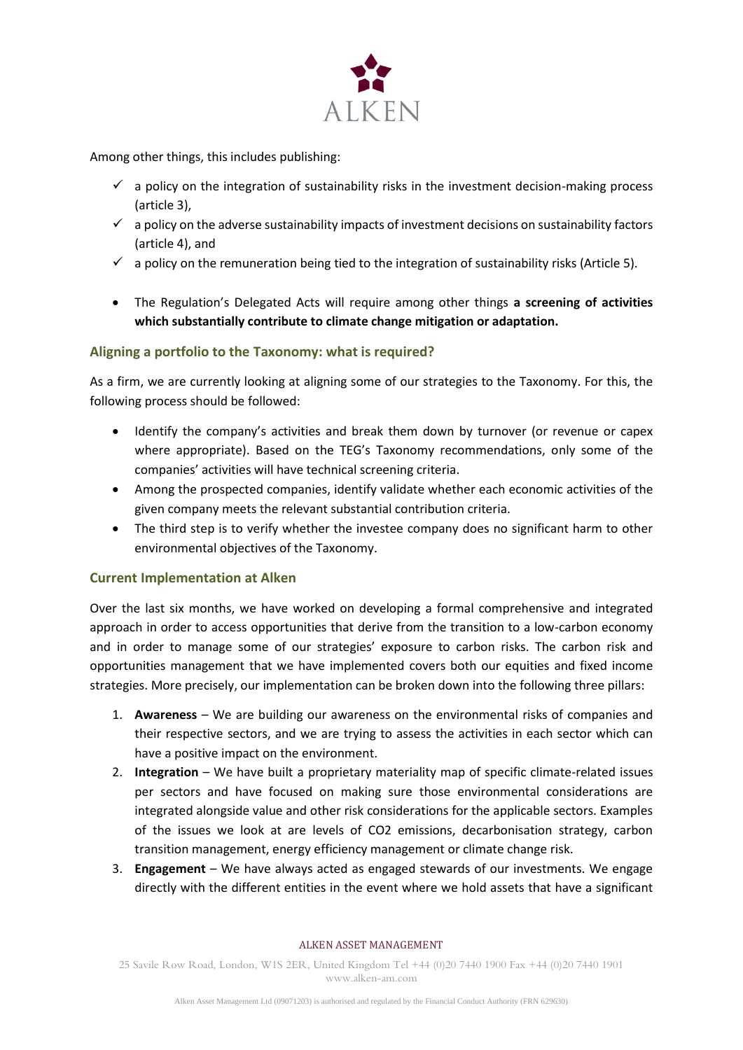Among other things, this includes publishing:

- ✓ a policy on the integration of sustainability risks in the investment decision-making process (article 3),
- ✓ a policy on the adverse sustainability impacts of investment decisions on sustainability factors (article 4), and
- ✓ a policy on the remuneration being tied to the integration of sustainability risks (Article 5).

- The Regulation's Delegated Acts will require among other things **a screening of activities which substantially contribute to climate change mitigation or adaptation.**

### Aligning a portfolio to the Taxonomy: what is required?

As a firm, we are currently looking at aligning some of our strategies to the Taxonomy. For this, the following process should be followed:

- Identify the company's activities and break them down by turnover (or revenue or capex where appropriate). Based on the TEG's Taxonomy recommendations, only some of the companies' activities will have technical screening criteria.
- Among the prospected companies, identify validate whether each economic activities of the given company meets the relevant substantial contribution criteria.
- The third step is to verify whether the investee company does no significant harm to other environmental objectives of the Taxonomy.

### Current Implementation at Alken

Over the last six months, we have worked on developing a formal comprehensive and integrated approach in order to access opportunities that derive from the transition to a low-carbon economy and in order to manage some of our strategies' exposure to carbon risks. The carbon risk and opportunities management that we have implemented covers both our equities and fixed income strategies. More precisely, our implementation can be broken down into the following three pillars:

1. **Awareness** – We are building our awareness on the environmental risks of companies and their respective sectors, and we are trying to assess the activities in each sector which can have a positive impact on the environment.
2. **Integration** – We have built a proprietary materiality map of specific climate-related issues per sectors and have focused on making sure those environmental considerations are integrated alongside value and other risk considerations for the applicable sectors. Examples of the issues we look at are levels of $CO_2$ emissions, decarbonisation strategy, carbon transition management, energy efficiency management or climate change risk.
3. **Engagement** – We have always acted as engaged stewards of our investments. We engage directly with the different entities in the event where we hold assets that have a significant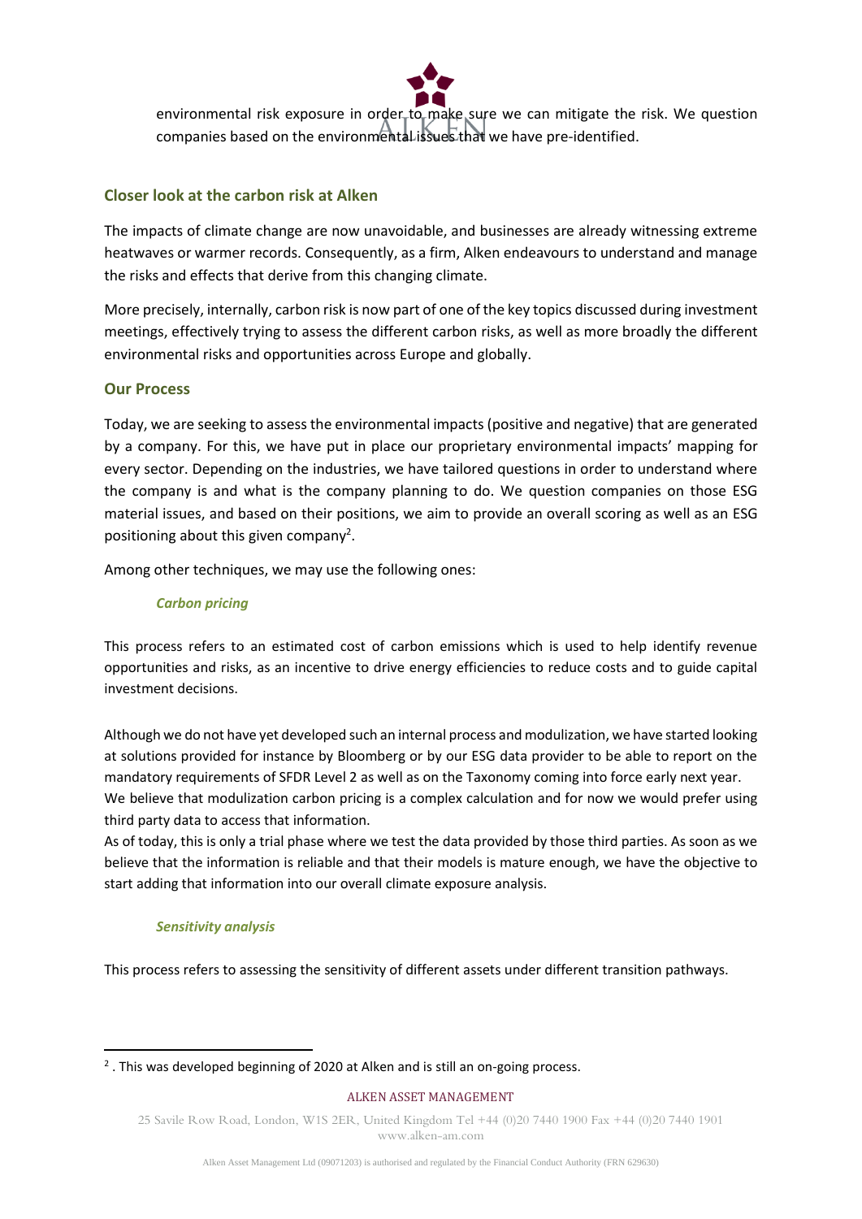environmental risk exposure in order to make sure we can mitigate the risk. We question companies based on the environmental issues that we have pre-identified.

## Closer look at the carbon risk at Alken

The impacts of climate change are now unavoidable, and businesses are already witnessing extreme heatwaves or warmer records. Consequently, as a firm, Alken endeavours to understand and manage the risks and effects that derive from this changing climate.

More precisely, internally, carbon risk is now part of one of the key topics discussed during investment meetings, effectively trying to assess the different carbon risks, as well as more broadly the different environmental risks and opportunities across Europe and globally.

## Our Process

Today, we are seeking to assess the environmental impacts (positive and negative) that are generated by a company. For this, we have put in place our proprietary environmental impacts' mapping for every sector. Depending on the industries, we have tailored questions in order to understand where the company is and what is the company planning to do. We question companies on those ESG material issues, and based on their positions, we aim to provide an overall scoring as well as an ESG positioning about this given company[2].

Among other techniques, we may use the following ones:

### *Carbon pricing*

This process refers to an estimated cost of carbon emissions which is used to help identify revenue opportunities and risks, as an incentive to drive energy efficiencies to reduce costs and to guide capital investment decisions.

Although we do not have yet developed such an internal process and modulization, we have started looking at solutions provided for instance by Bloomberg or by our ESG data provider to be able to report on the mandatory requirements of SFDR Level 2 as well as on the Taxonomy coming into force early next year. We believe that modulization carbon pricing is a complex calculation and for now we would prefer using third party data to access that information.
As of today, this is only a trial phase where we test the data provided by those third parties. As soon as we believe that the information is reliable and that their models is mature enough, we have the objective to start adding that information into our overall climate exposure analysis.

### *Sensitivity analysis*

This process refers to assessing the sensitivity of different assets under different transition pathways.

---

[2] . This was developed beginning of 2020 at Alken and is still an on-going process.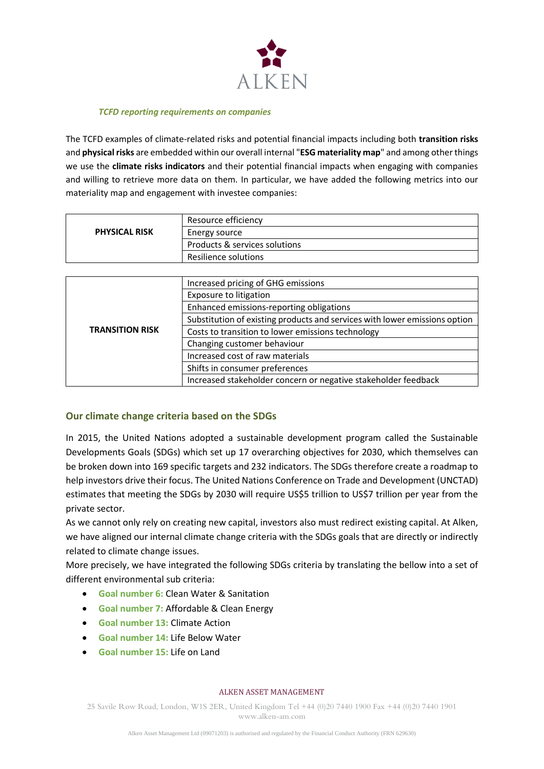*TCFD reporting requirements on companies*

The TCFD examples of climate-related risks and potential financial impacts including both **transition risks** and **physical risks** are embedded within our overall internal "**ESG materiality map**" and among other things we use the **climate risks indicators** and their potential financial impacts when engaging with companies and willing to retrieve more data on them. In particular, we have added the following metrics into our materiality map and engagement with investee companies:

| | |
|---|---|
| **PHYSICAL RISK** | Resource efficiency |
| | Energy source |
| | Products & services solutions |
| | Resilience solutions |

| | |
|---|---|
| **TRANSITION RISK** | Increased pricing of GHG emissions |
| | Exposure to litigation |
| | Enhanced emissions-reporting obligations |
| | Substitution of existing products and services with lower emissions option |
| | Costs to transition to lower emissions technology |
| | Changing customer behaviour |
| | Increased cost of raw materials |
| | Shifts in consumer preferences |
| | Increased stakeholder concern or negative stakeholder feedback |

## Our climate change criteria based on the SDGs

In 2015, the United Nations adopted a sustainable development program called the Sustainable Developments Goals (SDGs) which set up 17 overarching objectives for 2030, which themselves can be broken down into 169 specific targets and 232 indicators. The SDGs therefore create a roadmap to help investors drive their focus. The United Nations Conference on Trade and Development (UNCTAD) estimates that meeting the SDGs by 2030 will require US$5 trillion to US$7 trillion per year from the private sector.

As we cannot only rely on creating new capital, investors also must redirect existing capital. At Alken, we have aligned our internal climate change criteria with the SDGs goals that are directly or indirectly related to climate change issues.

More precisely, we have integrated the following SDGs criteria by translating the bellow into a set of different environmental sub criteria:

- **Goal number 6:** Clean Water & Sanitation
- **Goal number 7:** Affordable & Clean Energy
- **Goal number 13:** Climate Action
- **Goal number 14:** Life Below Water
- **Goal number 15:** Life on Land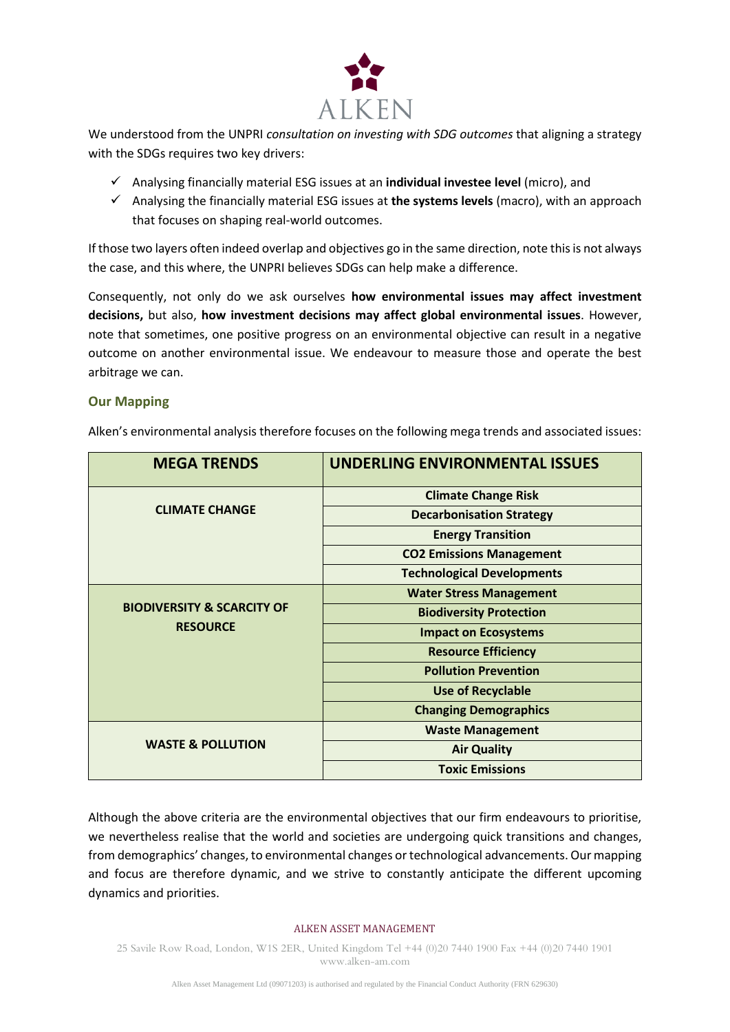We understood from the UNPRI *consultation on investing with SDG outcomes* that aligning a strategy with the SDGs requires two key drivers:

- ✓ Analysing financially material ESG issues at an **individual investee level** (micro), and
- ✓ Analysing the financially material ESG issues at **the systems levels** (macro), with an approach that focuses on shaping real-world outcomes.

If those two layers often indeed overlap and objectives go in the same direction, note this is not always the case, and this where, the UNPRI believes SDGs can help make a difference.

Consequently, not only do we ask ourselves **how environmental issues may affect investment decisions,** but also, **how investment decisions may affect global environmental issues**. However, note that sometimes, one positive progress on an environmental objective can result in a negative outcome on another environmental issue. We endeavour to measure those and operate the best arbitrage we can.

## Our Mapping

Alken's environmental analysis therefore focuses on the following mega trends and associated issues:

| MEGA TRENDS | UNDERLING ENVIRONMENTAL ISSUES |
|---|---|
| CLIMATE CHANGE | Climate Change Risk |
| | Decarbonisation Strategy |
| | Energy Transition |
| | CO2 Emissions Management |
| | Technological Developments |
| BIODIVERSITY & SCARCITY OF RESOURCE | Water Stress Management |
| | Biodiversity Protection |
| | Impact on Ecosystems |
| | Resource Efficiency |
| | Pollution Prevention |
| | Use of Recyclable |
| | Changing Demographics |
| WASTE & POLLUTION | Waste Management |
| | Air Quality |
| | Toxic Emissions |

Although the above criteria are the environmental objectives that our firm endeavours to prioritise, we nevertheless realise that the world and societies are undergoing quick transitions and changes, from demographics' changes, to environmental changes or technological advancements. Our mapping and focus are therefore dynamic, and we strive to constantly anticipate the different upcoming dynamics and priorities.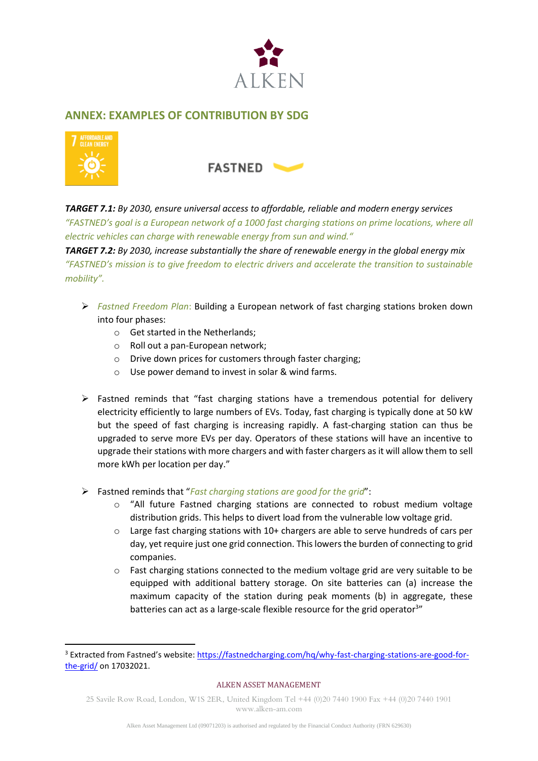## ANNEX: EXAMPLES OF CONTRIBUTION BY SDG

**FASTNED**

***TARGET 7.1:*** *By 2030, ensure universal access to affordable, reliable and modern energy services*
*"FASTNED's goal is a European network of a 1000 fast charging stations on prime locations, where all electric vehicles can charge with renewable energy from sun and wind."*
***TARGET 7.2:*** *By 2030, increase substantially the share of renewable energy in the global energy mix*
*"FASTNED's mission is to give freedom to electric drivers and accelerate the transition to sustainable mobility".*

- *Fastned Freedom Plan*: Building a European network of fast charging stations broken down into four phases:
    - Get started in the Netherlands;
    - Roll out a pan-European network;
    - Drive down prices for customers through faster charging;
    - Use power demand to invest in solar & wind farms.

- Fastned reminds that "fast charging stations have a tremendous potential for delivery electricity efficiently to large numbers of EVs. Today, fast charging is typically done at 50 kW but the speed of fast charging is increasing rapidly. A fast-charging station can thus be upgraded to serve more EVs per day. Operators of these stations will have an incentive to upgrade their stations with more chargers and with faster chargers as it will allow them to sell more kWh per location per day."

- Fastned reminds that "*Fast charging stations are good for the grid*":
    - "All future Fastned charging stations are connected to robust medium voltage distribution grids. This helps to divert load from the vulnerable low voltage grid.
    - Large fast charging stations with 10+ chargers are able to serve hundreds of cars per day, yet require just one grid connection. This lowers the burden of connecting to grid companies.
    - Fast charging stations connected to the medium voltage grid are very suitable to be equipped with additional battery storage. On site batteries can (a) increase the maximum capacity of the station during peak moments (b) in aggregate, these batteries can act as a large-scale flexible resource for the grid operator[3]"

[3] Extracted from Fastned's website: https://fastnedcharging.com/hq/why-fast-charging-stations-are-good-for-the-grid/ on 17032021.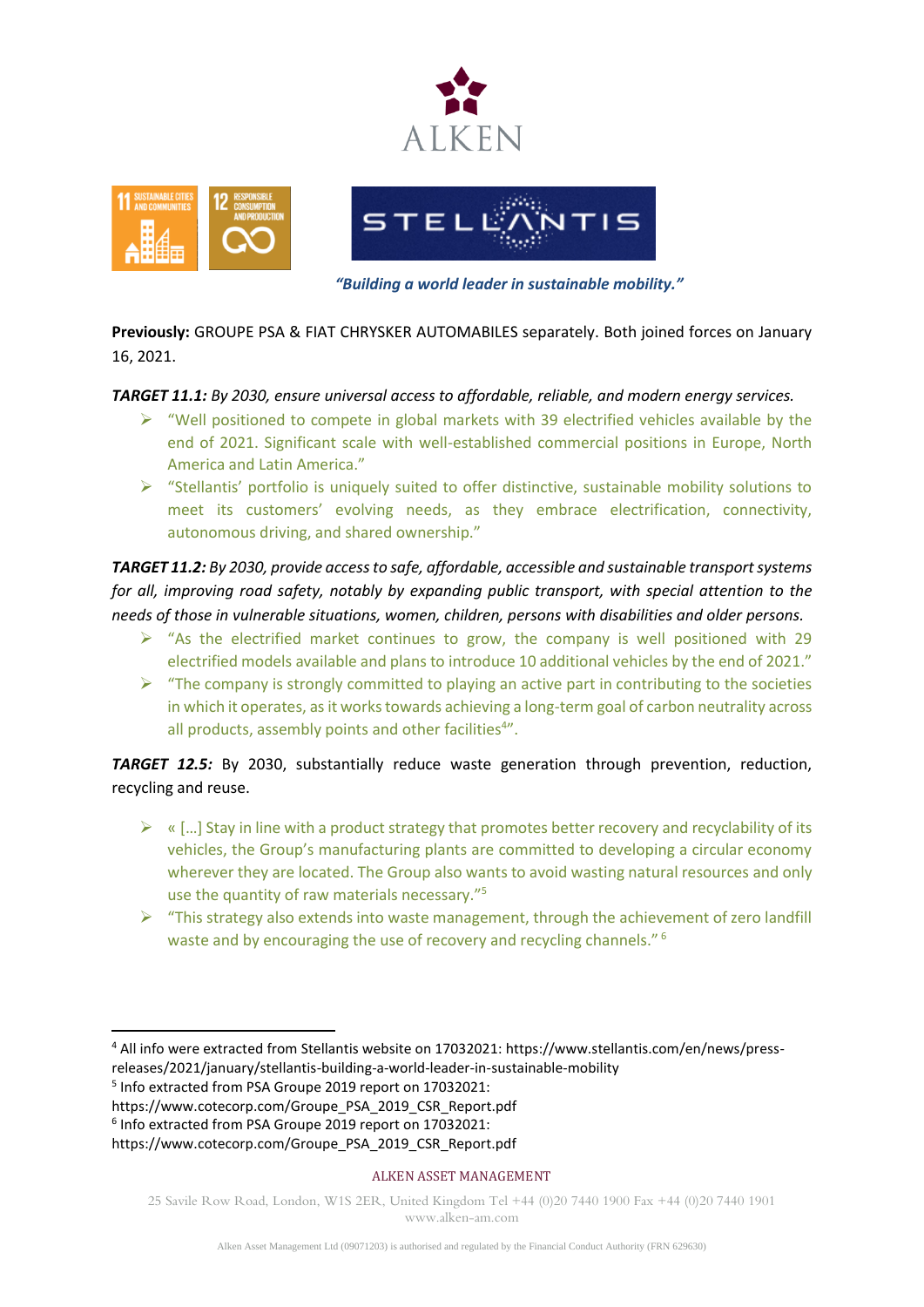“Building a world leader in sustainable mobility.”

**Previously:** GROUPE PSA & FIAT CHRYSKER AUTOMABILES separately. Both joined forces on January 16, 2021.

***TARGET 11.1:*** *By 2030, ensure universal access to affordable, reliable, and modern energy services.*

- “Well positioned to compete in global markets with 39 electrified vehicles available by the end of 2021. Significant scale with well-established commercial positions in Europe, North America and Latin America.”
- “Stellantis’ portfolio is uniquely suited to offer distinctive, sustainable mobility solutions to meet its customers’ evolving needs, as they embrace electrification, connectivity, autonomous driving, and shared ownership.”

***TARGET 11.2:*** *By 2030, provide access to safe, affordable, accessible and sustainable transport systems for all, improving road safety, notably by expanding public transport, with special attention to the needs of those in vulnerable situations, women, children, persons with disabilities and older persons.*

- “As the electrified market continues to grow, the company is well positioned with 29 electrified models available and plans to introduce 10 additional vehicles by the end of 2021.”
- “The company is strongly committed to playing an active part in contributing to the societies in which it operates, as it works towards achieving a long-term goal of carbon neutrality across all products, assembly points and other facilities[4]”.

***TARGET 12.5:*** By 2030, substantially reduce waste generation through prevention, reduction, recycling and reuse.

- « […] Stay in line with a product strategy that promotes better recovery and recyclability of its vehicles, the Group’s manufacturing plants are committed to developing a circular economy wherever they are located. The Group also wants to avoid wasting natural resources and only use the quantity of raw materials necessary.”[5]
- “This strategy also extends into waste management, through the achievement of zero landfill waste and by encouraging the use of recovery and recycling channels.” [6]

---

[4] All info were extracted from Stellantis website on 17032021: https://www.stellantis.com/en/news/press-releases/2021/january/stellantis-building-a-world-leader-in-sustainable-mobility

[5] Info extracted from PSA Groupe 2019 report on 17032021: https://www.cotecorp.com/Groupe_PSA_2019_CSR_Report.pdf

[6] Info extracted from PSA Groupe 2019 report on 17032021: https://www.cotecorp.com/Groupe_PSA_2019_CSR_Report.pdf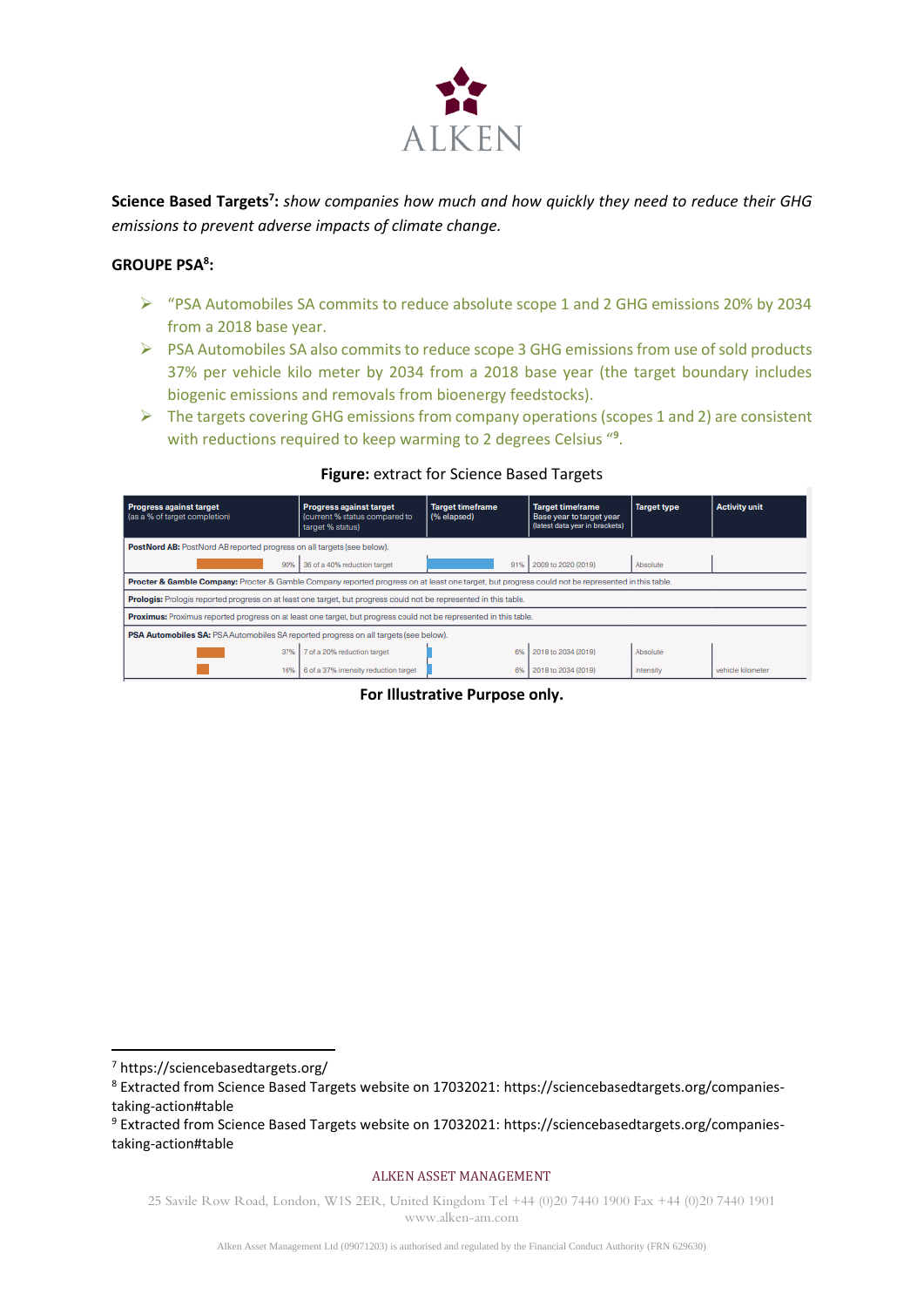**Science Based Targets**[7]**:** *show companies how much and how quickly they need to reduce their GHG emissions to prevent adverse impacts of climate change.*

**GROUPE PSA**[8]**:**

- "PSA Automobiles SA commits to reduce absolute scope 1 and 2 GHG emissions 20% by 2034 from a 2018 base year.
- PSA Automobiles SA also commits to reduce scope 3 GHG emissions from use of sold products 37% per vehicle kilo meter by 2034 from a 2018 base year (the target boundary includes biogenic emissions and removals from bioenergy feedstocks).
- The targets covering GHG emissions from company operations (scopes 1 and 2) are consistent with reductions required to keep warming to 2 degrees Celsius "[9].

**Figure:** extract for Science Based Targets

| Progress against target (as a % of target completion) | Progress against target (current % status compared to target % status) | Target timeframe (% elapsed) | Target timeframe Base year to target year (latest data year in brackets) | Target type | Activity unit |
|---|---|---|---|---|---|
| **PostNord AB:** PostNord AB reported progress on all targets (see below). | | | | | |
| 90% | 36 of a 40% reduction target | 91% | 2009 to 2020 (2019) | Absolute | |
| **Procter & Gamble Company:** Procter & Gamble Company reported progress on at least one target, but progress could not be represented in this table. | | | | | |
| **Prologis:** Prologis reported progress on at least one target, but progress could not be represented in this table. | | | | | |
| **Proximus:** Proximus reported progress on at least one target, but progress could not be represented in this table. | | | | | |
| **PSA Automobiles SA:** PSA Automobiles SA reported progress on all targets (see below). | | | | | |
| 37% | 7 of a 20% reduction target | 6% | 2018 to 2034 (2019) | Absolute | |
| 16% | 6 of a 37% intensity reduction target | 6% | 2018 to 2034 (2019) | Intensity | vehicle kilometer |

**For Illustrative Purpose only.**

---

[7] https://sciencebasedtargets.org/

[8] Extracted from Science Based Targets website on 17032021: https://sciencebasedtargets.org/companies-taking-action#table

[9] Extracted from Science Based Targets website on 17032021: https://sciencebasedtargets.org/companies-taking-action#table